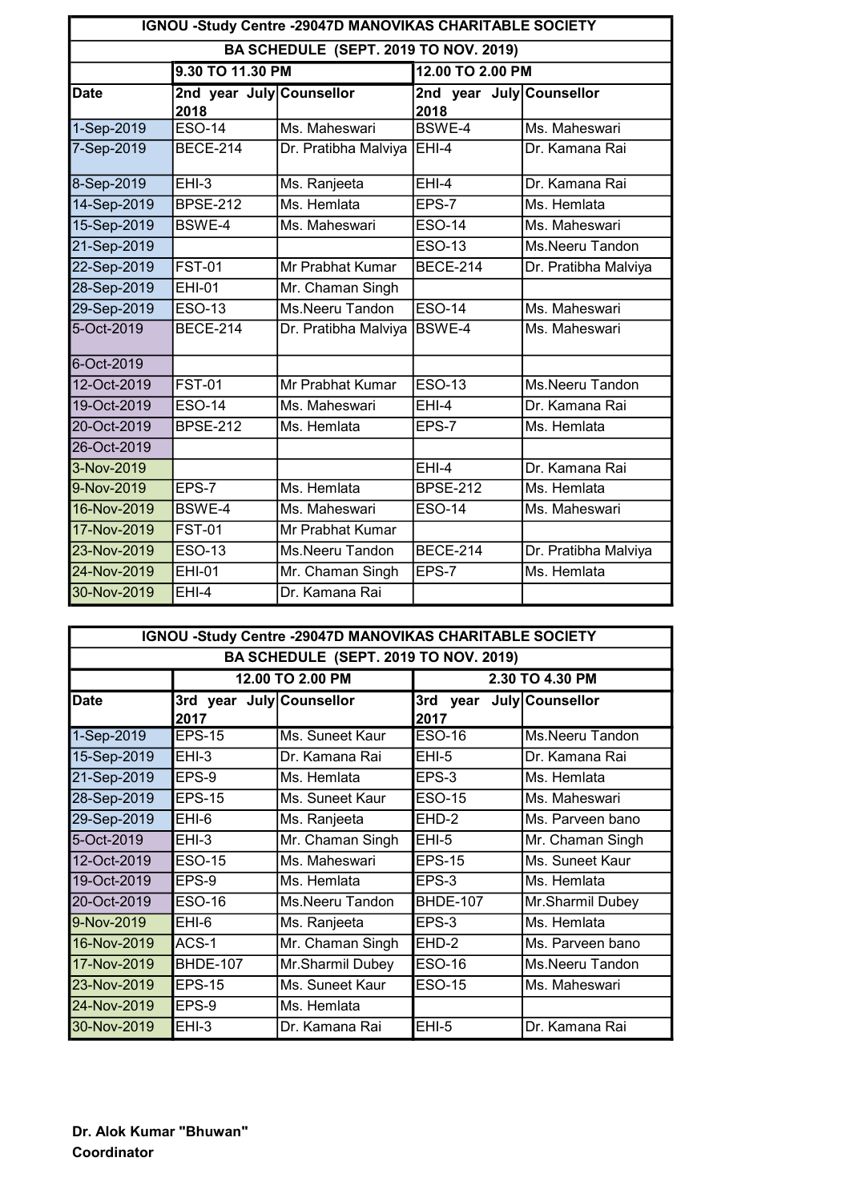| IGNOU -Study Centre -29047D MANOVIKAS CHARITABLE SOCIETY | | | | |
|---|---|---|---|---|
| BA SCHEDULE (SEPT. 2019 TO NOV. 2019) | | | | |
| | 9.30 TO 11.30 PM | | 12.00 TO 2.00 PM | |
| Date | 2nd year July 2018 | Counsellor | 2nd year July 2018 | Counsellor |
| 1-Sep-2019 | ESO-14 | Ms. Maheswari | BSWE-4 | Ms. Maheswari |
| 7-Sep-2019 | BECE-214 | Dr. Pratibha Malviya | EHI-4 | Dr. Kamana Rai |
| 8-Sep-2019 | EHI-3 | Ms. Ranjeeta | EHI-4 | Dr. Kamana Rai |
| 14-Sep-2019 | BPSE-212 | Ms. Hemlata | EPS-7 | Ms. Hemlata |
| 15-Sep-2019 | BSWE-4 | Ms. Maheswari | ESO-14 | Ms. Maheswari |
| 21-Sep-2019 | | | ESO-13 | Ms.Neeru Tandon |
| 22-Sep-2019 | FST-01 | Mr Prabhat Kumar | BECE-214 | Dr. Pratibha Malviya |
| 28-Sep-2019 | EHI-01 | Mr. Chaman Singh | | |
| 29-Sep-2019 | ESO-13 | Ms.Neeru Tandon | ESO-14 | Ms. Maheswari |
| 5-Oct-2019 | BECE-214 | Dr. Pratibha Malviya | BSWE-4 | Ms. Maheswari |
| 6-Oct-2019 | | | | |
| 12-Oct-2019 | FST-01 | Mr Prabhat Kumar | ESO-13 | Ms.Neeru Tandon |
| 19-Oct-2019 | ESO-14 | Ms. Maheswari | EHI-4 | Dr. Kamana Rai |
| 20-Oct-2019 | BPSE-212 | Ms. Hemlata | EPS-7 | Ms. Hemlata |
| 26-Oct-2019 | | | | |
| 3-Nov-2019 | | | EHI-4 | Dr. Kamana Rai |
| 9-Nov-2019 | EPS-7 | Ms. Hemlata | BPSE-212 | Ms. Hemlata |
| 16-Nov-2019 | BSWE-4 | Ms. Maheswari | ESO-14 | Ms. Maheswari |
| 17-Nov-2019 | FST-01 | Mr Prabhat Kumar | | |
| 23-Nov-2019 | ESO-13 | Ms.Neeru Tandon | BECE-214 | Dr. Pratibha Malviya |
| 24-Nov-2019 | EHI-01 | Mr. Chaman Singh | EPS-7 | Ms. Hemlata |
| 30-Nov-2019 | EHI-4 | Dr. Kamana Rai | | |

| IGNOU -Study Centre -29047D MANOVIKAS CHARITABLE SOCIETY | | | | |
|---|---|---|---|---|
| BA SCHEDULE (SEPT. 2019 TO NOV. 2019) | | | | |
| | 12.00 TO 2.00 PM | | 2.30 TO 4.30 PM | |
| Date | 3rd year July 2017 | Counsellor | 3rd year July 2017 | Counsellor |
| 1-Sep-2019 | EPS-15 | Ms. Suneet Kaur | ESO-16 | Ms.Neeru Tandon |
| 15-Sep-2019 | EHI-3 | Dr. Kamana Rai | EHI-5 | Dr. Kamana Rai |
| 21-Sep-2019 | EPS-9 | Ms. Hemlata | EPS-3 | Ms. Hemlata |
| 28-Sep-2019 | EPS-15 | Ms. Suneet Kaur | ESO-15 | Ms. Maheswari |
| 29-Sep-2019 | EHI-6 | Ms. Ranjeeta | EHD-2 | Ms. Parveen bano |
| 5-Oct-2019 | EHI-3 | Mr. Chaman Singh | EHI-5 | Mr. Chaman Singh |
| 12-Oct-2019 | ESO-15 | Ms. Maheswari | EPS-15 | Ms. Suneet Kaur |
| 19-Oct-2019 | EPS-9 | Ms. Hemlata | EPS-3 | Ms. Hemlata |
| 20-Oct-2019 | ESO-16 | Ms.Neeru Tandon | BHDE-107 | Mr.Sharmil Dubey |
| 9-Nov-2019 | EHI-6 | Ms. Ranjeeta | EPS-3 | Ms. Hemlata |
| 16-Nov-2019 | ACS-1 | Mr. Chaman Singh | EHD-2 | Ms. Parveen bano |
| 17-Nov-2019 | BHDE-107 | Mr.Sharmil Dubey | ESO-16 | Ms.Neeru Tandon |
| 23-Nov-2019 | EPS-15 | Ms. Suneet Kaur | ESO-15 | Ms. Maheswari |
| 24-Nov-2019 | EPS-9 | Ms. Hemlata | | |
| 30-Nov-2019 | EHI-3 | Dr. Kamana Rai | EHI-5 | Dr. Kamana Rai |

**Dr. Alok Kumar "Bhuwan"**
**Coordinator**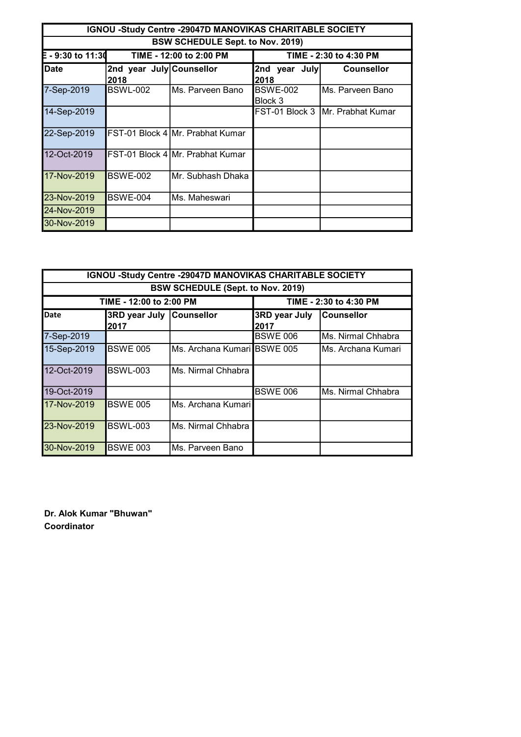| IGNOU -Study Centre -29047D MANOVIKAS CHARITABLE SOCIETY | | | | |
|---|---|---|---|---|
| BSW SCHEDULE Sept. to Nov. 2019) | | | | |
| E - 9:30 to 11:30 | TIME - 12:00 to 2:00 PM | | TIME - 2:30 to 4:30 PM | |
| **Date** | **2nd year July 2018** | **Counsellor** | **2nd year July 2018** | **Counsellor** |
| 7-Sep-2019 | BSWL-002 | Ms. Parveen Bano | BSWE-002 Block 3 | Ms. Parveen Bano |
| 14-Sep-2019 | | | FST-01 Block 3 | Mr. Prabhat Kumar |
| 22-Sep-2019 | FST-01 Block 4 | Mr. Prabhat Kumar | | |
| 12-Oct-2019 | FST-01 Block 4 | Mr. Prabhat Kumar | | |
| 17-Nov-2019 | BSWE-002 | Mr. Subhash Dhaka | | |
| 23-Nov-2019 | BSWE-004 | Ms. Maheswari | | |
| 24-Nov-2019 | | | | |
| 30-Nov-2019 | | | | |

| IGNOU -Study Centre -29047D MANOVIKAS CHARITABLE SOCIETY | | | | |
|---|---|---|---|---|
| BSW SCHEDULE (Sept. to Nov. 2019) | | | | |
| | TIME - 12:00 to 2:00 PM | | TIME - 2:30 to 4:30 PM | |
| **Date** | **3RD year July 2017** | **Counsellor** | **3RD year July 2017** | **Counsellor** |
| 7-Sep-2019 | | | BSWE 006 | Ms. Nirmal Chhabra |
| 15-Sep-2019 | BSWE 005 | Ms. Archana Kumari | BSWE 005 | Ms. Archana Kumari |
| 12-Oct-2019 | BSWL-003 | Ms. Nirmal Chhabra | | |
| 19-Oct-2019 | | | BSWE 006 | Ms. Nirmal Chhabra |
| 17-Nov-2019 | BSWE 005 | Ms. Archana Kumari | | |
| 23-Nov-2019 | BSWL-003 | Ms. Nirmal Chhabra | | |
| 30-Nov-2019 | BSWE 003 | Ms. Parveen Bano | | |

**Dr. Alok Kumar "Bhuwan"**
**Coordinator**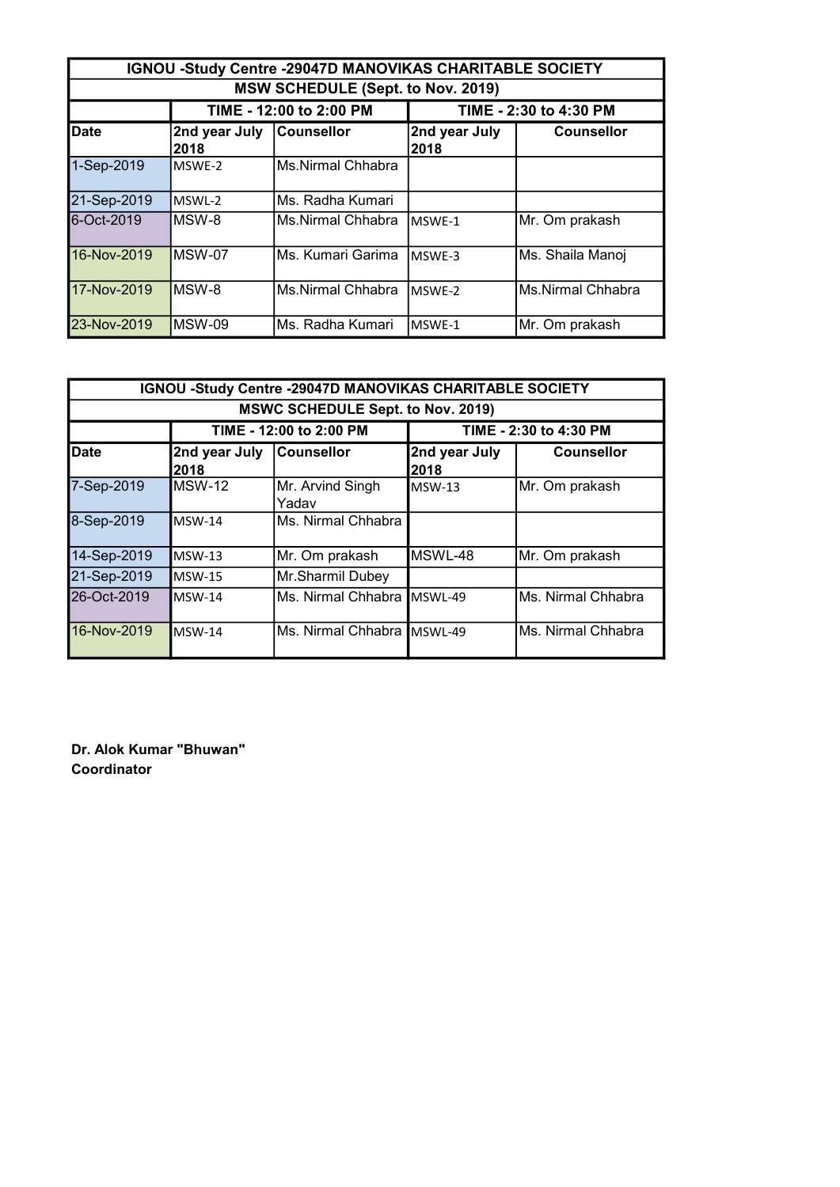| IGNOU -Study Centre -29047D MANOVIKAS CHARITABLE SOCIETY | | | | |
|---|---|---|---|---|
| MSW SCHEDULE (Sept. to Nov. 2019) | | | | |
| | TIME - 12:00 to 2:00 PM | | TIME - 2:30 to 4:30 PM | |
| **Date** | **2nd year July 2018** | **Counsellor** | **2nd year July 2018** | **Counsellor** |
| 1-Sep-2019 | MSWE-2 | Ms.Nirmal Chhabra | | |
| 21-Sep-2019 | MSWL-2 | Ms. Radha Kumari | | |
| 6-Oct-2019 | MSW-8 | Ms.Nirmal Chhabra | MSWE-1 | Mr. Om prakash |
| 16-Nov-2019 | MSW-07 | Ms. Kumari Garima | MSWE-3 | Ms. Shaila Manoj |
| 17-Nov-2019 | MSW-8 | Ms.Nirmal Chhabra | MSWE-2 | Ms.Nirmal Chhabra |
| 23-Nov-2019 | MSW-09 | Ms. Radha Kumari | MSWE-1 | Mr. Om prakash |

| IGNOU -Study Centre -29047D MANOVIKAS CHARITABLE SOCIETY | | | | |
|---|---|---|---|---|
| MSWC SCHEDULE Sept. to Nov. 2019) | | | | |
| | TIME - 12:00 to 2:00 PM | | TIME - 2:30 to 4:30 PM | |
| **Date** | **2nd year July 2018** | **Counsellor** | **2nd year July 2018** | **Counsellor** |
| 7-Sep-2019 | MSW-12 | Mr. Arvind Singh Yadav | MSW-13 | Mr. Om prakash |
| 8-Sep-2019 | MSW-14 | Ms. Nirmal Chhabra | | |
| 14-Sep-2019 | MSW-13 | Mr. Om prakash | MSWL-48 | Mr. Om prakash |
| 21-Sep-2019 | MSW-15 | Mr.Sharmil Dubey | | |
| 26-Oct-2019 | MSW-14 | Ms. Nirmal Chhabra | MSWL-49 | Ms. Nirmal Chhabra |
| 16-Nov-2019 | MSW-14 | Ms. Nirmal Chhabra | MSWL-49 | Ms. Nirmal Chhabra |

**Dr. Alok Kumar "Bhuwan"**
**Coordinator**